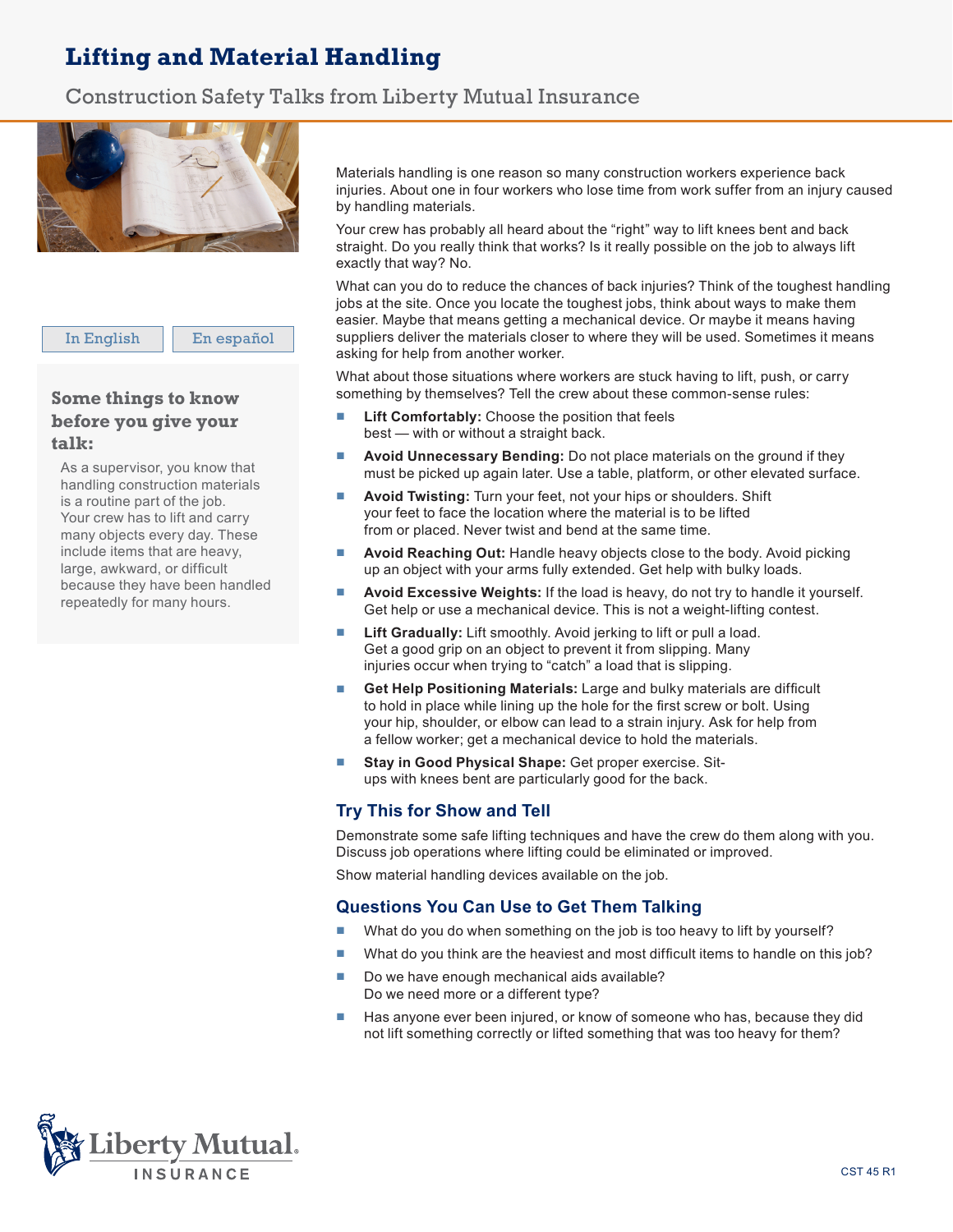# Lifting and Material Handling

## Construction Safety Talks from Liberty Mutual Insurance

In English | En español

### Some things to know before you give your talk:

As a supervisor, you know that handling construction materials is a routine part of the job. Your crew has to lift and carry many objects every day. These include items that are heavy, large, awkward, or difficult because they have been handled repeatedly for many hours.

Materials handling is one reason so many construction workers experience back injuries. About one in four workers who lose time from work suffer from an injury caused by handling materials.

Your crew has probably all heard about the "right" way to lift knees bent and back straight. Do you really think that works? Is it really possible on the job to always lift exactly that way? No.

What can you do to reduce the chances of back injuries? Think of the toughest handling jobs at the site. Once you locate the toughest jobs, think about ways to make them easier. Maybe that means getting a mechanical device. Or maybe it means having suppliers deliver the materials closer to where they will be used. Sometimes it means asking for help from another worker.

What about those situations where workers are stuck having to lift, push, or carry something by themselves? Tell the crew about these common-sense rules:

- **Lift Comfortably:** Choose the position that feels best — with or without a straight back.
- **Avoid Unnecessary Bending:** Do not place materials on the ground if they must be picked up again later. Use a table, platform, or other elevated surface.
- **Avoid Twisting:** Turn your feet, not your hips or shoulders. Shift your feet to face the location where the material is to be lifted from or placed. Never twist and bend at the same time.
- **Avoid Reaching Out:** Handle heavy objects close to the body. Avoid picking up an object with your arms fully extended. Get help with bulky loads.
- **Avoid Excessive Weights:** If the load is heavy, do not try to handle it yourself. Get help or use a mechanical device. This is not a weight-lifting contest.
- **Lift Gradually:** Lift smoothly. Avoid jerking to lift or pull a load. Get a good grip on an object to prevent it from slipping. Many injuries occur when trying to "catch" a load that is slipping.
- **Get Help Positioning Materials:** Large and bulky materials are difficult to hold in place while lining up the hole for the first screw or bolt. Using your hip, shoulder, or elbow can lead to a strain injury. Ask for help from a fellow worker; get a mechanical device to hold the materials.
- **Stay in Good Physical Shape:** Get proper exercise. Sit-ups with knees bent are particularly good for the back.

### Try This for Show and Tell

Demonstrate some safe lifting techniques and have the crew do them along with you. Discuss job operations where lifting could be eliminated or improved.

Show material handling devices available on the job.

### Questions You Can Use to Get Them Talking

- What do you do when something on the job is too heavy to lift by yourself?
- What do you think are the heaviest and most difficult items to handle on this job?
- Do we have enough mechanical aids available? Do we need more or a different type?
- Has anyone ever been injured, or know of someone who has, because they did not lift something correctly or lifted something that was too heavy for them?

Liberty Mutual. INSURANCE

CST 45 R1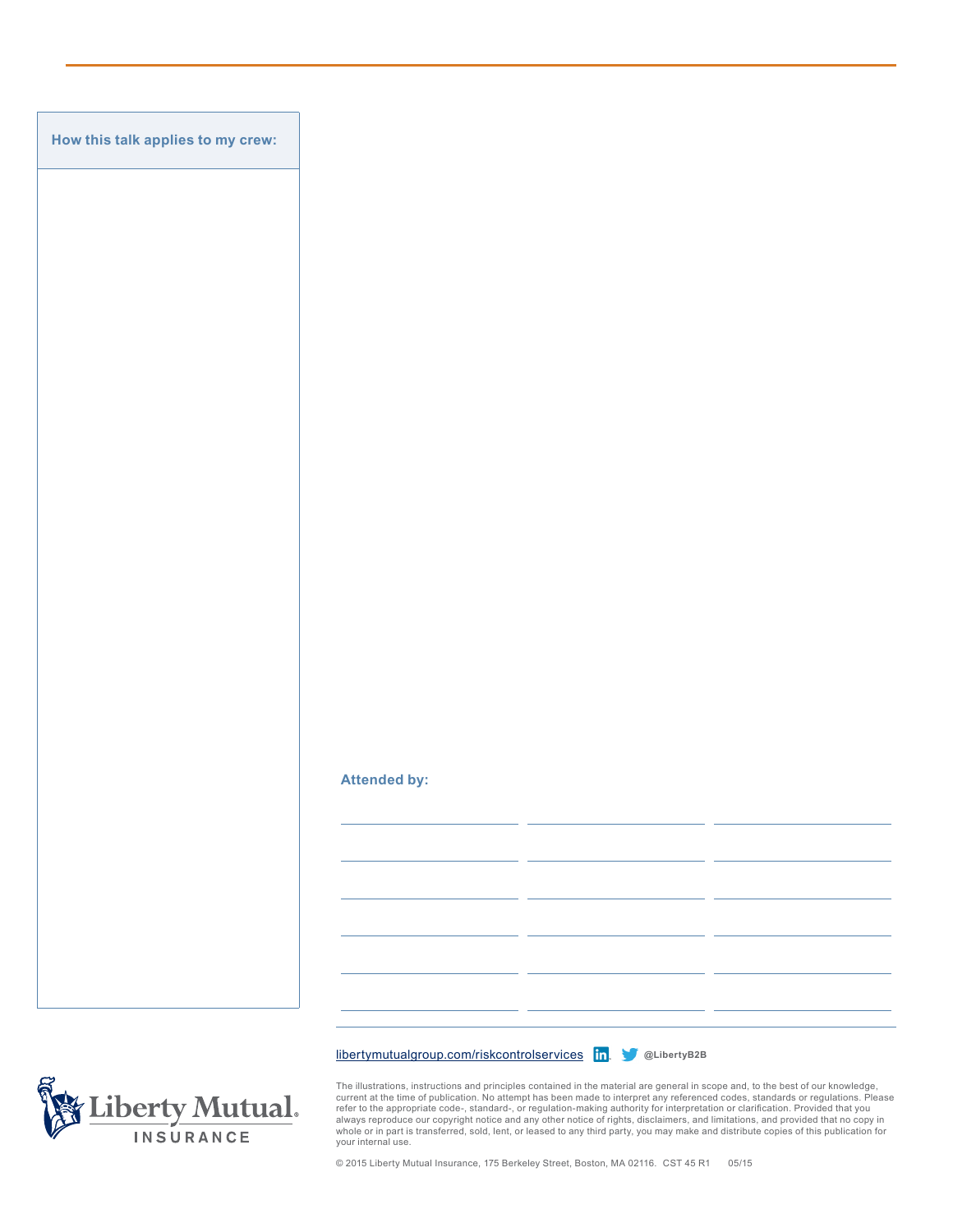**How this talk applies to my crew:**

**Attended by:**

| | | |
|---|---|---|
| | | |
| | | |
| | | |
| | | |
| | | |
| | | |

libertymutualgroup.com/riskcontrolservices @LibertyB2B

Liberty Mutual. INSURANCE

The illustrations, instructions and principles contained in the material are general in scope and, to the best of our knowledge, current at the time of publication. No attempt has been made to interpret any referenced codes, standards or regulations. Please refer to the appropriate code-, standard-, or regulation-making authority for interpretation or clarification. Provided that you always reproduce our copyright notice and any other notice of rights, disclaimers, and limitations, and provided that no copy in whole or in part is transferred, sold, lent, or leased to any third party, you may make and distribute copies of this publication for your internal use.

© 2015 Liberty Mutual Insurance, 175 Berkeley Street, Boston, MA 02116. CST 45 R1 05/15